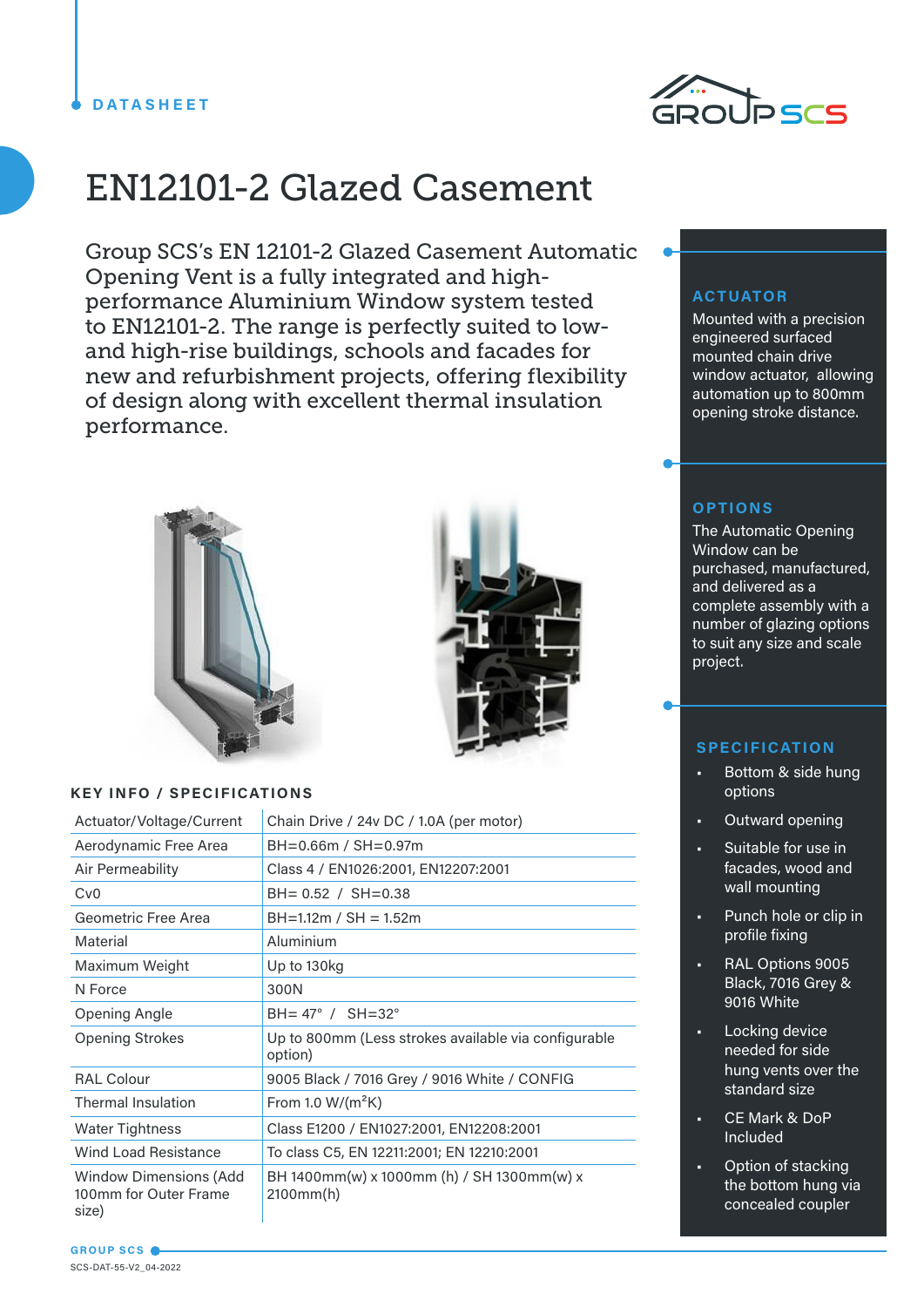DATASHEET

# EN12101-2 Glazed Casement

Group SCS's EN 12101-2 Glazed Casement Automatic Opening Vent is a fully integrated and high-performance Aluminium Window system tested to EN12101-2. The range is perfectly suited to low- and high-rise buildings, schools and facades for new and refurbishment projects, offering flexibility of design along with excellent thermal insulation performance.

## ACTUATOR

Mounted with a precision engineered surfaced mounted chain drive window actuator, allowing automation up to 800mm opening stroke distance.

## OPTIONS

The Automatic Opening Window can be purchased, manufactured, and delivered as a complete assembly with a number of glazing options to suit any size and scale project.

## SPECIFICATION

- Bottom & side hung options
- Outward opening
- Suitable for use in facades, wood and wall mounting
- Punch hole or clip in profile fixing
- RAL Options 9005 Black, 7016 Grey & 9016 White
- Locking device needed for side hung vents over the standard size
- CE Mark & DoP Included
- Option of stacking the bottom hung via concealed coupler

## KEY INFO / SPECIFICATIONS

| | |
|---|---|
| Actuator/Voltage/Current | Chain Drive / 24v DC / 1.0A (per motor) |
| Aerodynamic Free Area | BH=0.66m / SH=0.97m |
| Air Permeability | Class 4 / EN1026:2001, EN12207:2001 |
| Cv0 | BH= 0.52 / SH=0.38 |
| Geometric Free Area | BH=1.12m / SH = 1.52m |
| Material | Aluminium |
| Maximum Weight | Up to 130kg |
| N Force | 300N |
| Opening Angle | BH= 47° / SH=32° |
| Opening Strokes | Up to 800mm (Less strokes available via configurable option) |
| RAL Colour | 9005 Black / 7016 Grey / 9016 White / CONFIG |
| Thermal Insulation | From 1.0 W/(m²K) |
| Water Tightness | Class E1200 / EN1027:2001, EN12208:2001 |
| Wind Load Resistance | To class C5, EN 12211:2001; EN 12210:2001 |
| Window Dimensions (Add 100mm for Outer Frame size) | BH 1400mm(w) x 1000mm (h) / SH 1300mm(w) x 2100mm(h) |

GROUP SCS

SCS-DAT-55-V2_04-2022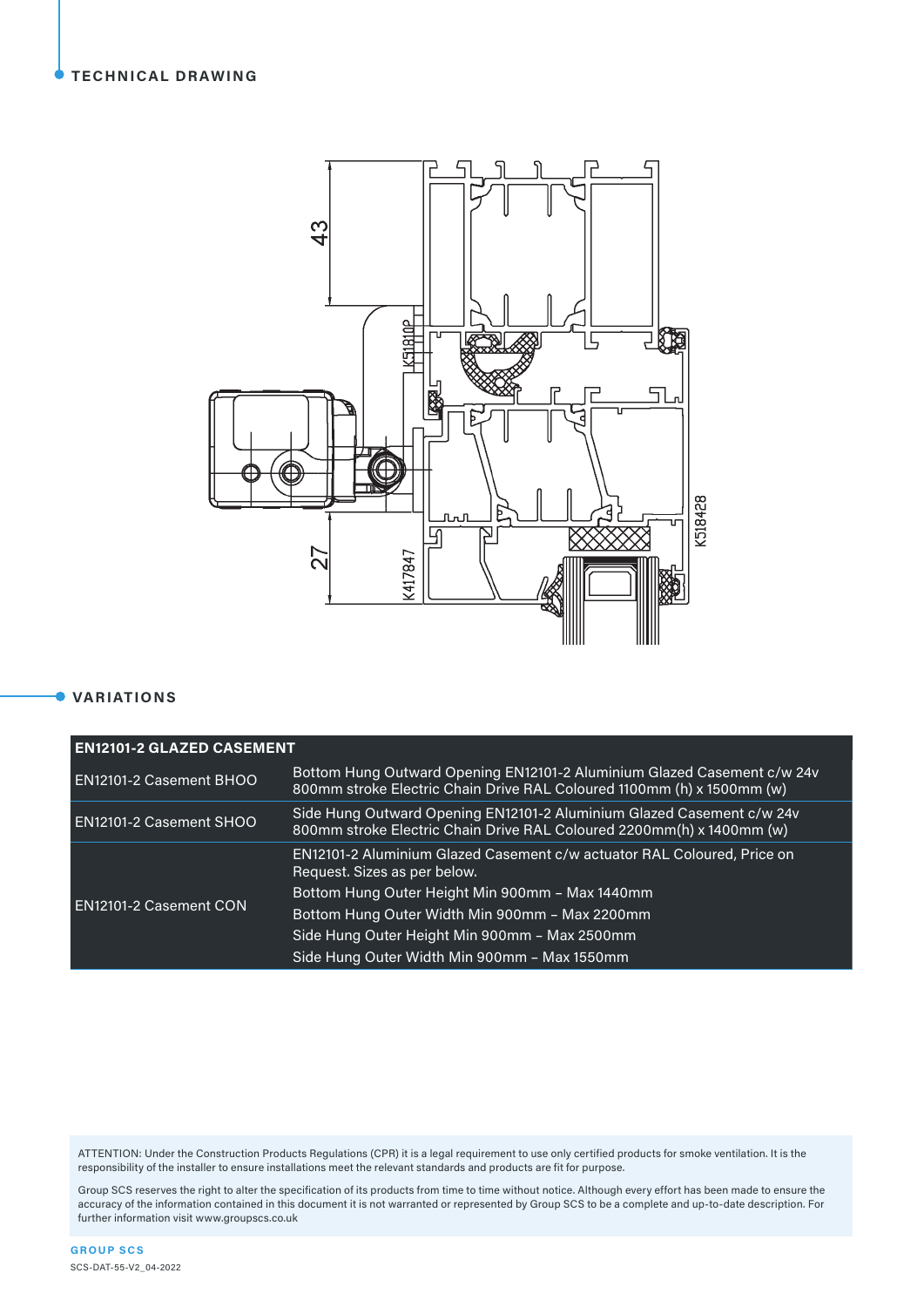## TECHNICAL DRAWING

43

K518102

27

K417847

K518428

## VARIATIONS

| EN12101-2 GLAZED CASEMENT | |
|---|---|
| EN12101-2 Casement BHOO | Bottom Hung Outward Opening EN12101-2 Aluminium Glazed Casement c/w 24v 800mm stroke Electric Chain Drive RAL Coloured 1100mm (h) x 1500mm (w) |
| EN12101-2 Casement SHOO | Side Hung Outward Opening EN12101-2 Aluminium Glazed Casement c/w 24v 800mm stroke Electric Chain Drive RAL Coloured 2200mm(h) x 1400mm (w) |
| EN12101-2 Casement CON | EN12101-2 Aluminium Glazed Casement c/w actuator RAL Coloured, Price on Request. Sizes as per below.<br>Bottom Hung Outer Height Min 900mm – Max 1440mm<br>Bottom Hung Outer Width Min 900mm – Max 2200mm<br>Side Hung Outer Height Min 900mm – Max 2500mm<br>Side Hung Outer Width Min 900mm – Max 1550mm |

ATTENTION: Under the Construction Products Regulations (CPR) it is a legal requirement to use only certified products for smoke ventilation. It is the responsibility of the installer to ensure installations meet the relevant standards and products are fit for purpose.

Group SCS reserves the right to alter the specification of its products from time to time without notice. Although every effort has been made to ensure the accuracy of the information contained in this document it is not warranted or represented by Group SCS to be a complete and up-to-date description. For further information visit www.groupscs.co.uk

GROUP SCS

SCS-DAT-55-V2_04-2022